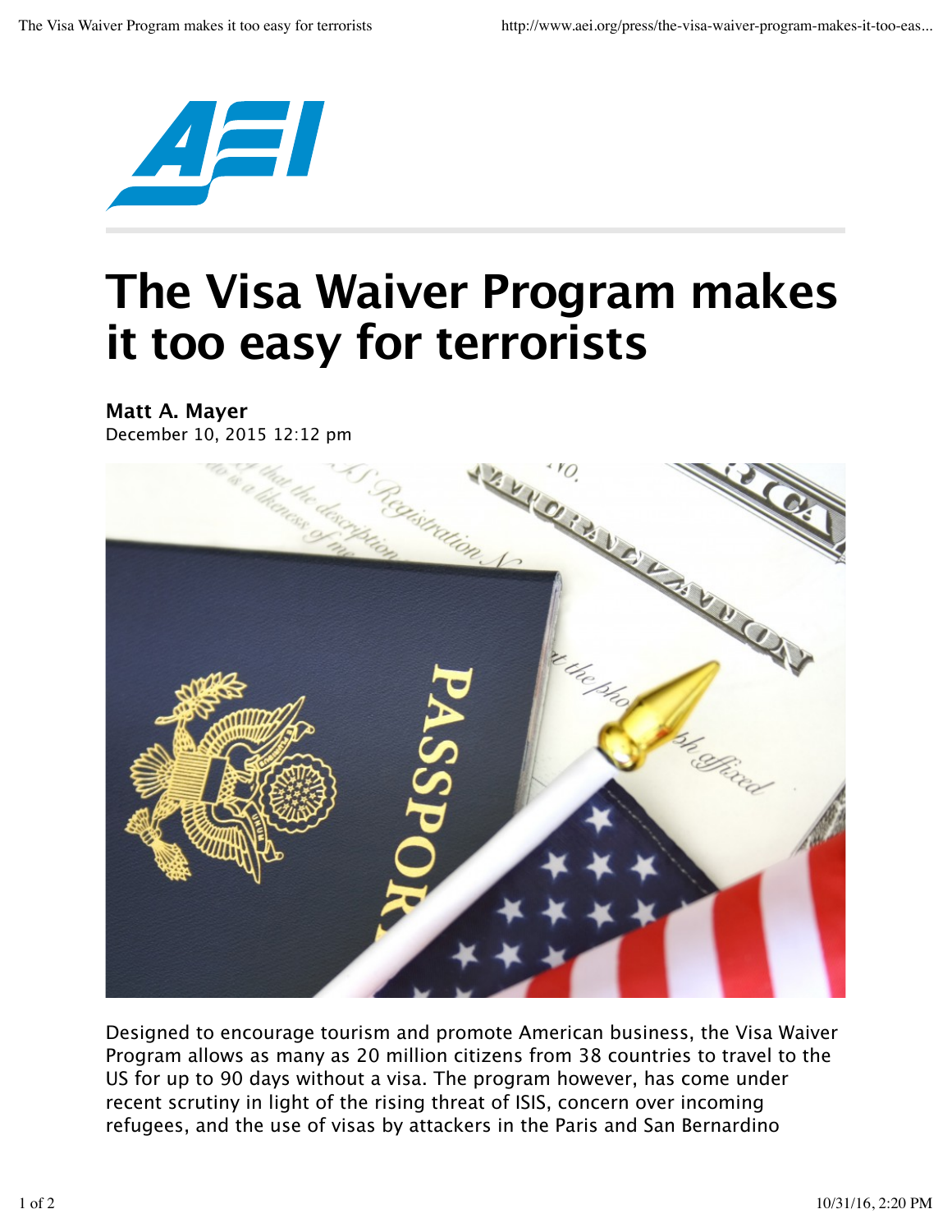# The Visa Waiver Program makes it too easy for terrorists

**Matt A. Mayer**

December 10, 2015 12:12 pm

Designed to encourage tourism and promote American business, the Visa Waiver Program allows as many as 20 million citizens from 38 countries to travel to the US for up to 90 days without a visa. The program however, has come under recent scrutiny in light of the rising threat of ISIS, concern over incoming refugees, and the use of visas by attackers in the Paris and San Bernardino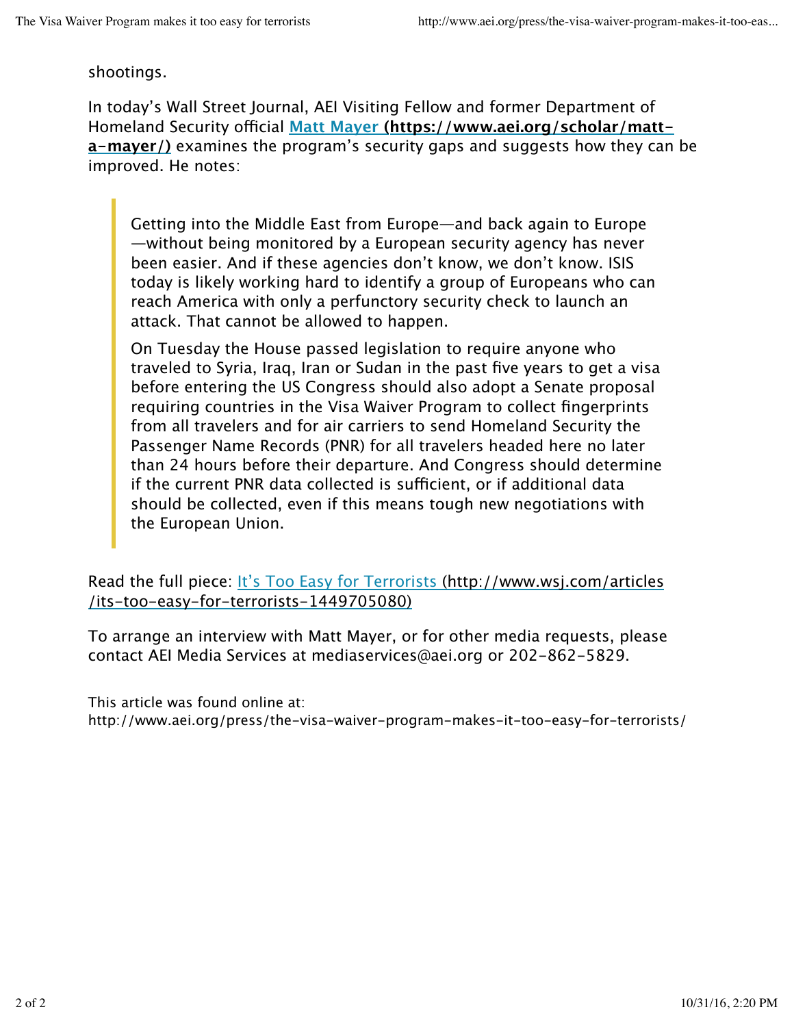shootings.

In today's Wall Street Journal, AEI Visiting Fellow and former Department of Homeland Security official [Matt Mayer](https://www.aei.org/scholar/matt-a-mayer/) (https://www.aei.org/scholar/matt-a-mayer/) examines the program's security gaps and suggests how they can be improved. He notes:

> Getting into the Middle East from Europe—and back again to Europe—without being monitored by a European security agency has never been easier. And if these agencies don't know, we don't know. ISIS today is likely working hard to identify a group of Europeans who can reach America with only a perfunctory security check to launch an attack. That cannot be allowed to happen.
>
> On Tuesday the House passed legislation to require anyone who traveled to Syria, Iraq, Iran or Sudan in the past five years to get a visa before entering the US Congress should also adopt a Senate proposal requiring countries in the Visa Waiver Program to collect fingerprints from all travelers and for air carriers to send Homeland Security the Passenger Name Records (PNR) for all travelers headed here no later than 24 hours before their departure. And Congress should determine if the current PNR data collected is sufficient, or if additional data should be collected, even if this means tough new negotiations with the European Union.

Read the full piece: [It's Too Easy for Terrorists](http://www.wsj.com/articles/its-too-easy-for-terrorists-1449705080) (http://www.wsj.com/articles/its-too-easy-for-terrorists-1449705080)

To arrange an interview with Matt Mayer, or for other media requests, please contact AEI Media Services at mediaservices@aei.org or 202-862-5829.

This article was found online at:
http://www.aei.org/press/the-visa-waiver-program-makes-it-too-easy-for-terrorists/